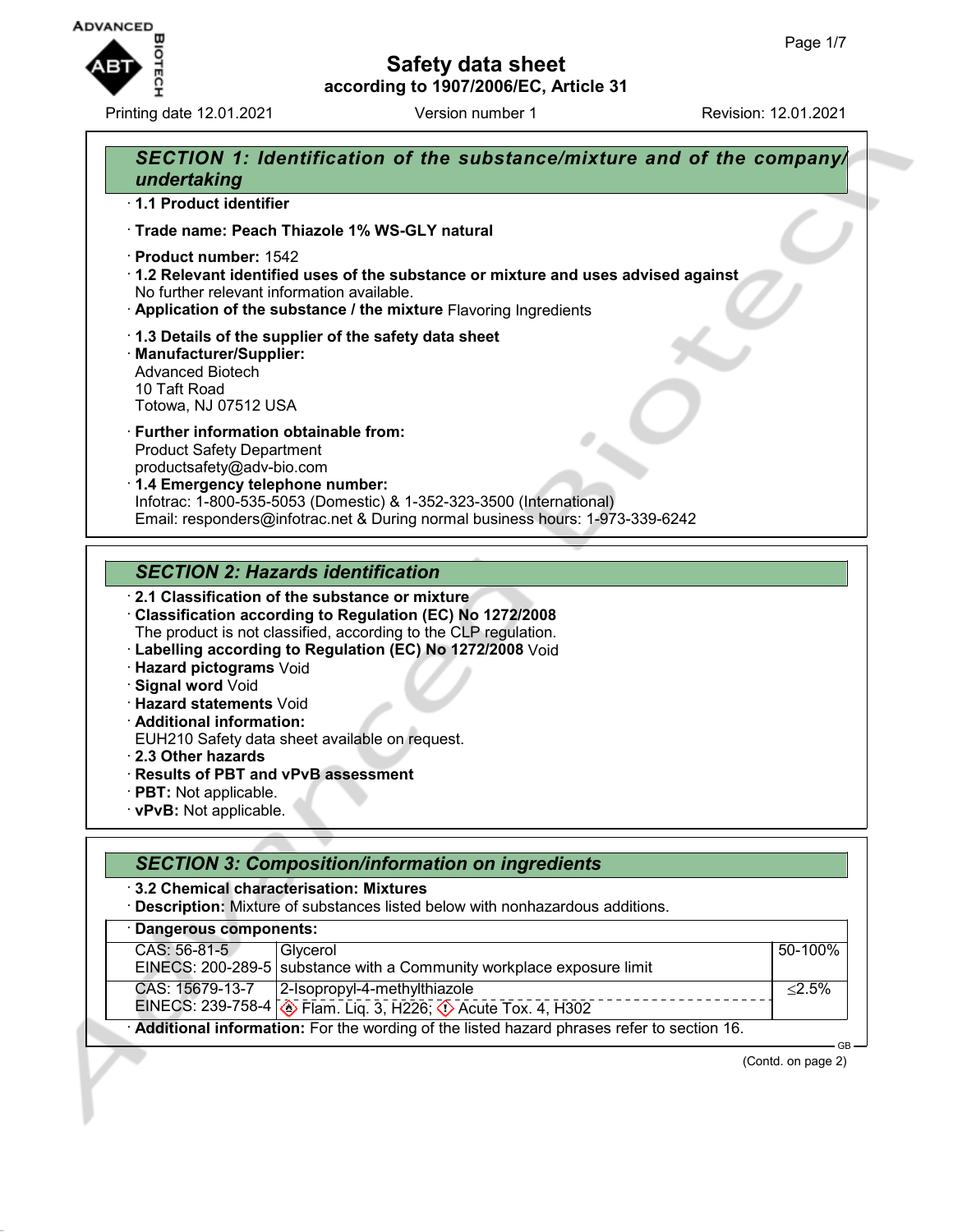# Safety data sheet

**according to 1907/2006/EC, Article 31**

Printing date 12.01.2021 Version number 1 Revision: 12.01.2021

## SECTION 1: Identification of the substance/mixture and of the company/undertaking

· **1.1 Product identifier**

· **Trade name: Peach Thiazole 1% WS-GLY natural**

· **Product number:** 1542
· **1.2 Relevant identified uses of the substance or mixture and uses advised against**
No further relevant information available.
· **Application of the substance / the mixture** Flavoring Ingredients

· **1.3 Details of the supplier of the safety data sheet**
· **Manufacturer/Supplier:**
Advanced Biotech
10 Taft Road
Totowa, NJ 07512 USA

· **Further information obtainable from:**
Product Safety Department
productsafety@adv-bio.com
· **1.4 Emergency telephone number:**
Infotrac: 1-800-535-5053 (Domestic) & 1-352-323-3500 (International)
Email: responders@infotrac.net & During normal business hours: 1-973-339-6242

## SECTION 2: Hazards identification

· **2.1 Classification of the substance or mixture**
· **Classification according to Regulation (EC) No 1272/2008**
The product is not classified, according to the CLP regulation.
· **Labelling according to Regulation (EC) No 1272/2008** Void
· **Hazard pictograms** Void
· **Signal word** Void
· **Hazard statements** Void
· **Additional information:**
EUH210 Safety data sheet available on request.
· **2.3 Other hazards**
· **Results of PBT and vPvB assessment**
· **PBT:** Not applicable.
· **vPvB:** Not applicable.

## SECTION 3: Composition/information on ingredients

· **3.2 Chemical characterisation: Mixtures**
· **Description:** Mixture of substances listed below with nonhazardous additions.

| · Dangerous components: | | |
|---|---|---|
| CAS: 56-81-5<br>EINECS: 200-289-5 | Glycerol<br>substance with a Community workplace exposure limit | 50-100% |
| CAS: 15679-13-7<br>EINECS: 239-758-4 | 2-Isopropyl-4-methylthiazole<br>Flam. Liq. 3, H226; Acute Tox. 4, H302 | ≤2.5% |

· **Additional information:** For the wording of the listed hazard phrases refer to section 16.

(Contd. on page 2)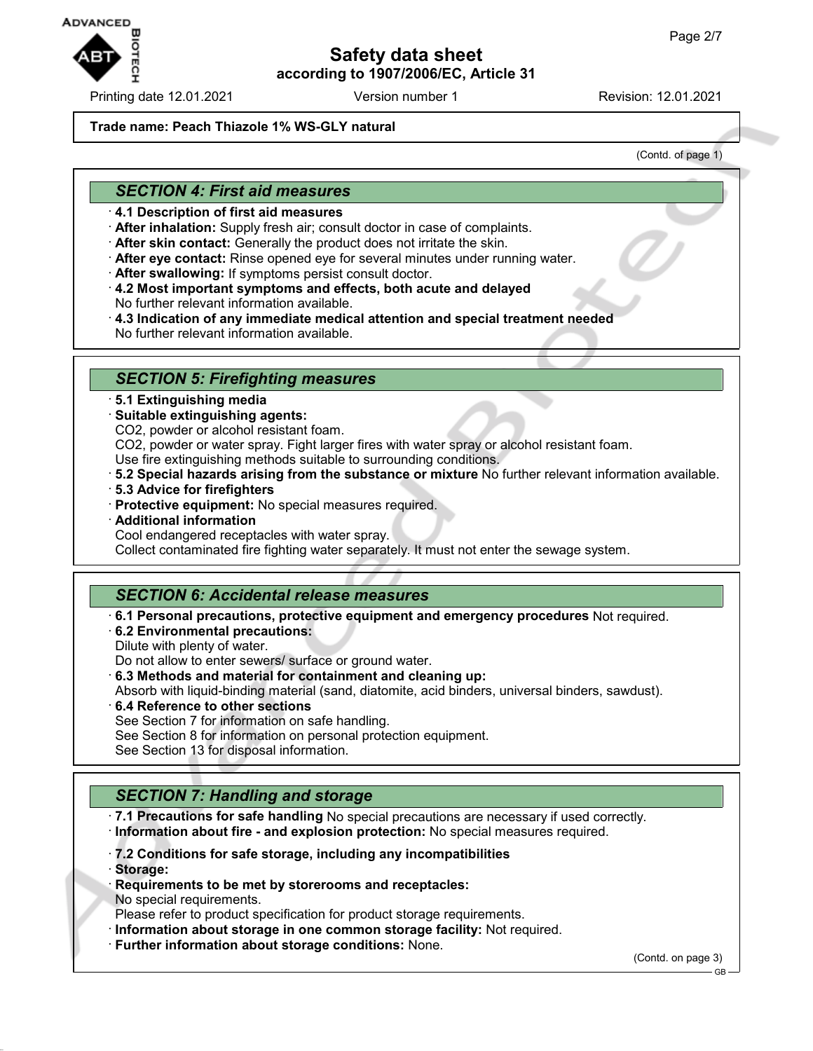**Trade name: Peach Thiazole 1% WS-GLY natural**

(Contd. of page 1)

## SECTION 4: First aid measures

- **4.1 Description of first aid measures**
- **After inhalation:** Supply fresh air; consult doctor in case of complaints.
- **After skin contact:** Generally the product does not irritate the skin.
- **After eye contact:** Rinse opened eye for several minutes under running water.
- **After swallowing:** If symptoms persist consult doctor.
- **4.2 Most important symptoms and effects, both acute and delayed**
  No further relevant information available.
- **4.3 Indication of any immediate medical attention and special treatment needed**
  No further relevant information available.

## SECTION 5: Firefighting measures

- **5.1 Extinguishing media**
- **Suitable extinguishing agents:**
  $CO_2$, powder or alcohol resistant foam.
  $CO_2$, powder or water spray. Fight larger fires with water spray or alcohol resistant foam.
  Use fire extinguishing methods suitable to surrounding conditions.
- **5.2 Special hazards arising from the substance or mixture** No further relevant information available.
- **5.3 Advice for firefighters**
- **Protective equipment:** No special measures required.
- **Additional information**
  Cool endangered receptacles with water spray.
  Collect contaminated fire fighting water separately. It must not enter the sewage system.

## SECTION 6: Accidental release measures

- **6.1 Personal precautions, protective equipment and emergency procedures** Not required.
- **6.2 Environmental precautions:**
  Dilute with plenty of water.
  Do not allow to enter sewers/ surface or ground water.
- **6.3 Methods and material for containment and cleaning up:**
  Absorb with liquid-binding material (sand, diatomite, acid binders, universal binders, sawdust).
- **6.4 Reference to other sections**
  See Section 7 for information on safe handling.
  See Section 8 for information on personal protection equipment.
  See Section 13 for disposal information.

## SECTION 7: Handling and storage

- **7.1 Precautions for safe handling** No special precautions are necessary if used correctly.
- **Information about fire - and explosion protection:** No special measures required.
- **7.2 Conditions for safe storage, including any incompatibilities**
- **Storage:**
- **Requirements to be met by storerooms and receptacles:**
  No special requirements.
  Please refer to product specification for product storage requirements.
- **Information about storage in one common storage facility:** Not required.
- **Further information about storage conditions:** None.

(Contd. on page 3)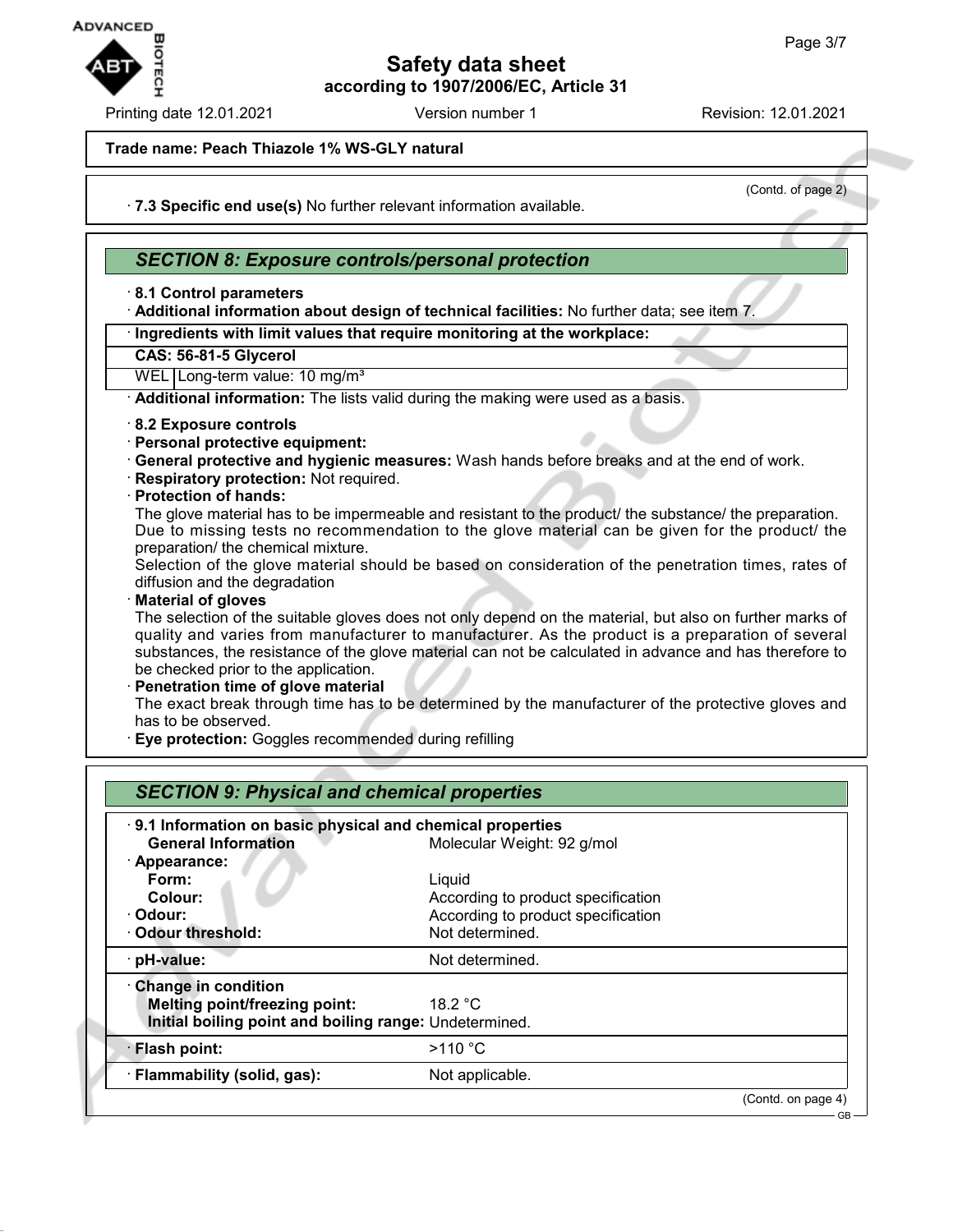**Trade name: Peach Thiazole 1% WS-GLY natural**

(Contd. of page 2)

· **7.3 Specific end use(s)** No further relevant information available.

## *SECTION 8: Exposure controls/personal protection*

· **8.1 Control parameters**
· **Additional information about design of technical facilities:** No further data; see item 7.

| · Ingredients with limit values that require monitoring at the workplace: | |
|---|---|
| **CAS: 56-81-5 Glycerol** | |
| WEL | Long-term value: 10 mg/m³ |

· **Additional information:** The lists valid during the making were used as a basis.

· **8.2 Exposure controls**
· **Personal protective equipment:**
· **General protective and hygienic measures:** Wash hands before breaks and at the end of work.
· **Respiratory protection:** Not required.
· **Protection of hands:**
The glove material has to be impermeable and resistant to the product/ the substance/ the preparation.
Due to missing tests no recommendation to the glove material can be given for the product/ the preparation/ the chemical mixture.
Selection of the glove material should be based on consideration of the penetration times, rates of diffusion and the degradation
· **Material of gloves**
The selection of the suitable gloves does not only depend on the material, but also on further marks of quality and varies from manufacturer to manufacturer. As the product is a preparation of several substances, the resistance of the glove material can not be calculated in advance and has therefore to be checked prior to the application.
· **Penetration time of glove material**
The exact break through time has to be determined by the manufacturer of the protective gloves and has to be observed.
· **Eye protection:** Goggles recommended during refilling

## *SECTION 9: Physical and chemical properties*

· **9.1 Information on basic physical and chemical properties**

| | |
|---|---|
| **General Information** | Molecular Weight: 92 g/mol |
| · **Appearance:** | |
| **Form:** | Liquid |
| **Colour:** | According to product specification |
| · **Odour:** | According to product specification |
| · **Odour threshold:** | Not determined. |
| · **pH-value:** | Not determined. |
| · **Change in condition** | |
| **Melting point/freezing point:** | 18.2 °C |
| **Initial boiling point and boiling range:** | Undetermined. |
| · **Flash point:** | >110 °C |
| · **Flammability (solid, gas):** | Not applicable. |

(Contd. on page 4)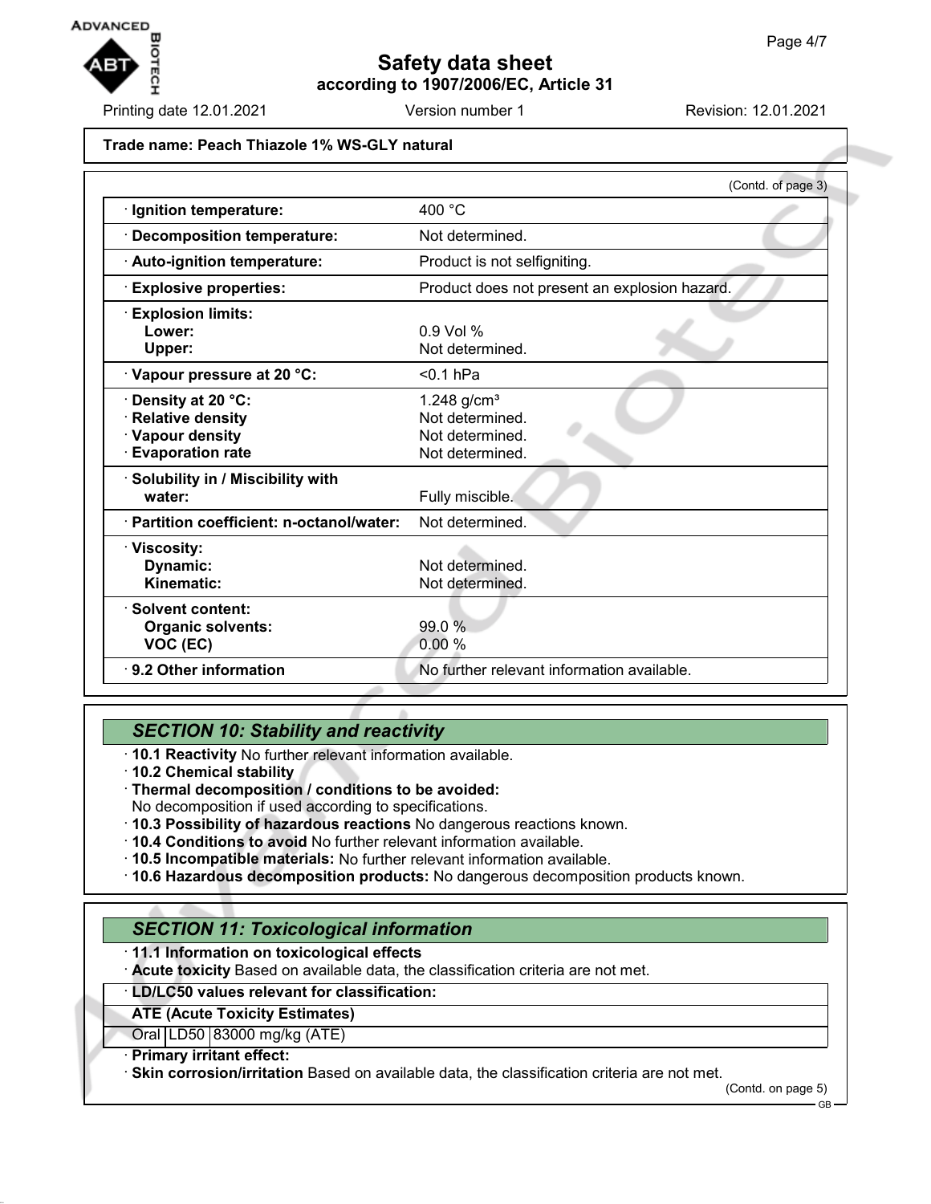**Trade name: Peach Thiazole 1% WS-GLY natural**

(Contd. of page 3)

| | |
|---|---|
| · **Ignition temperature:** | 400 °C |
| · **Decomposition temperature:** | Not determined. |
| · **Auto-ignition temperature:** | Product is not selfigniting. |
| · **Explosive properties:** | Product does not present an explosion hazard. |
| · **Explosion limits:** | |
| **Lower:** | 0.9 Vol % |
| **Upper:** | Not determined. |
| · **Vapour pressure at 20 °C:** | <0.1 hPa |
| · **Density at 20 °C:** | 1.248 g/cm³ |
| · **Relative density** | Not determined. |
| · **Vapour density** | Not determined. |
| · **Evaporation rate** | Not determined. |
| · **Solubility in / Miscibility with water:** | Fully miscible. |
| · **Partition coefficient: n-octanol/water:** | Not determined. |
| · **Viscosity:** | |
| **Dynamic:** | Not determined. |
| **Kinematic:** | Not determined. |
| · **Solvent content:** | |
| **Organic solvents:** | 99.0 % |
| **VOC (EC)** | 0.00 % |
| · **9.2 Other information** | No further relevant information available. |

## *SECTION 10: Stability and reactivity*

· **10.1 Reactivity** No further relevant information available.
· **10.2 Chemical stability**
· **Thermal decomposition / conditions to be avoided:**
No decomposition if used according to specifications.
· **10.3 Possibility of hazardous reactions** No dangerous reactions known.
· **10.4 Conditions to avoid** No further relevant information available.
· **10.5 Incompatible materials:** No further relevant information available.
· **10.6 Hazardous decomposition products:** No dangerous decomposition products known.

## *SECTION 11: Toxicological information*

· **11.1 Information on toxicological effects**
· **Acute toxicity** Based on available data, the classification criteria are not met.

| · **LD/LC50 values relevant for classification:** | | |
|---|---|---|
| **ATE (Acute Toxicity Estimates)** | | |
| Oral | LD50 | 83000 mg/kg (ATE) |

· **Primary irritant effect:**
· **Skin corrosion/irritation** Based on available data, the classification criteria are not met.

(Contd. on page 5)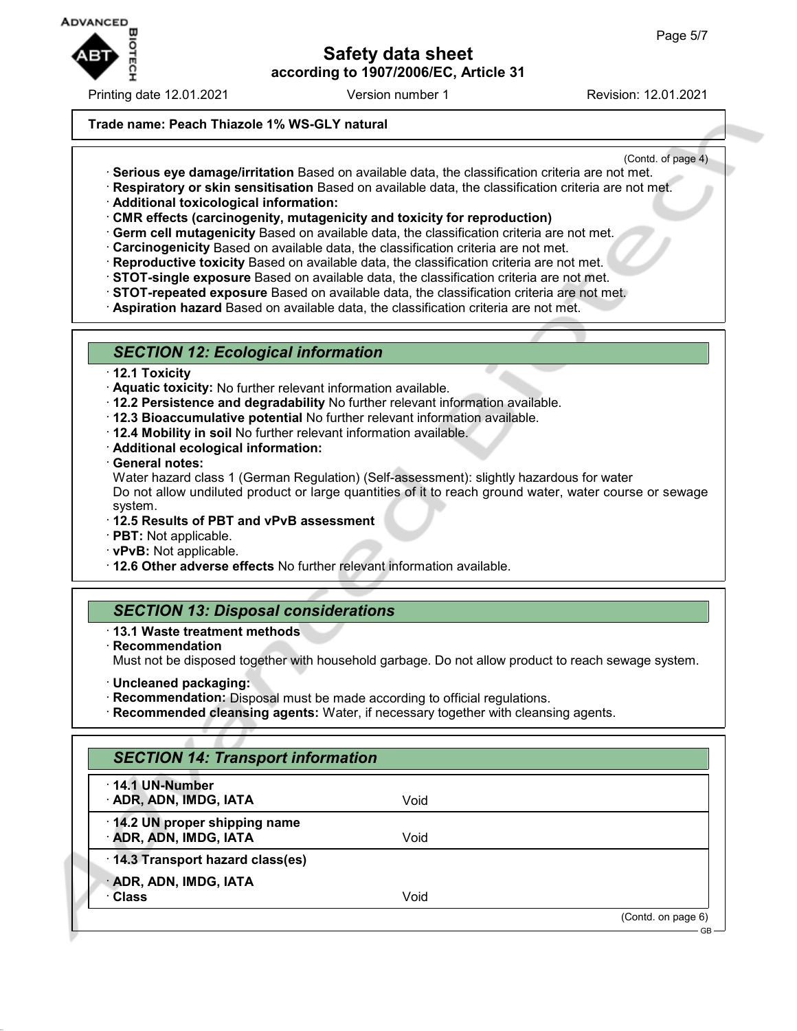**Trade name: Peach Thiazole 1% WS-GLY natural**

(Contd. of page 4)

· **Serious eye damage/irritation** Based on available data, the classification criteria are not met.
· **Respiratory or skin sensitisation** Based on available data, the classification criteria are not met.
· **Additional toxicological information:**
· **CMR effects (carcinogenity, mutagenicity and toxicity for reproduction)**
· **Germ cell mutagenicity** Based on available data, the classification criteria are not met.
· **Carcinogenicity** Based on available data, the classification criteria are not met.
· **Reproductive toxicity** Based on available data, the classification criteria are not met.
· **STOT-single exposure** Based on available data, the classification criteria are not met.
· **STOT-repeated exposure** Based on available data, the classification criteria are not met.
· **Aspiration hazard** Based on available data, the classification criteria are not met.

## SECTION 12: Ecological information

· **12.1 Toxicity**
· **Aquatic toxicity:** No further relevant information available.
· **12.2 Persistence and degradability** No further relevant information available.
· **12.3 Bioaccumulative potential** No further relevant information available.
· **12.4 Mobility in soil** No further relevant information available.
· **Additional ecological information:**
· **General notes:**
Water hazard class 1 (German Regulation) (Self-assessment): slightly hazardous for water
Do not allow undiluted product or large quantities of it to reach ground water, water course or sewage system.
· **12.5 Results of PBT and vPvB assessment**
· **PBT:** Not applicable.
· **vPvB:** Not applicable.
· **12.6 Other adverse effects** No further relevant information available.

## SECTION 13: Disposal considerations

· **13.1 Waste treatment methods**
· **Recommendation**
Must not be disposed together with household garbage. Do not allow product to reach sewage system.

· **Uncleaned packaging:**
· **Recommendation:** Disposal must be made according to official regulations.
· **Recommended cleansing agents:** Water, if necessary together with cleansing agents.

## SECTION 14: Transport information

| | |
|---|---|
| · **14.1 UN-Number** | |
| · **ADR, ADN, IMDG, IATA** | Void |
| · **14.2 UN proper shipping name** | |
| · **ADR, ADN, IMDG, IATA** | Void |
| · **14.3 Transport hazard class(es)** | |
| · **ADR, ADN, IMDG, IATA** | |
| · **Class** | Void |

(Contd. on page 6)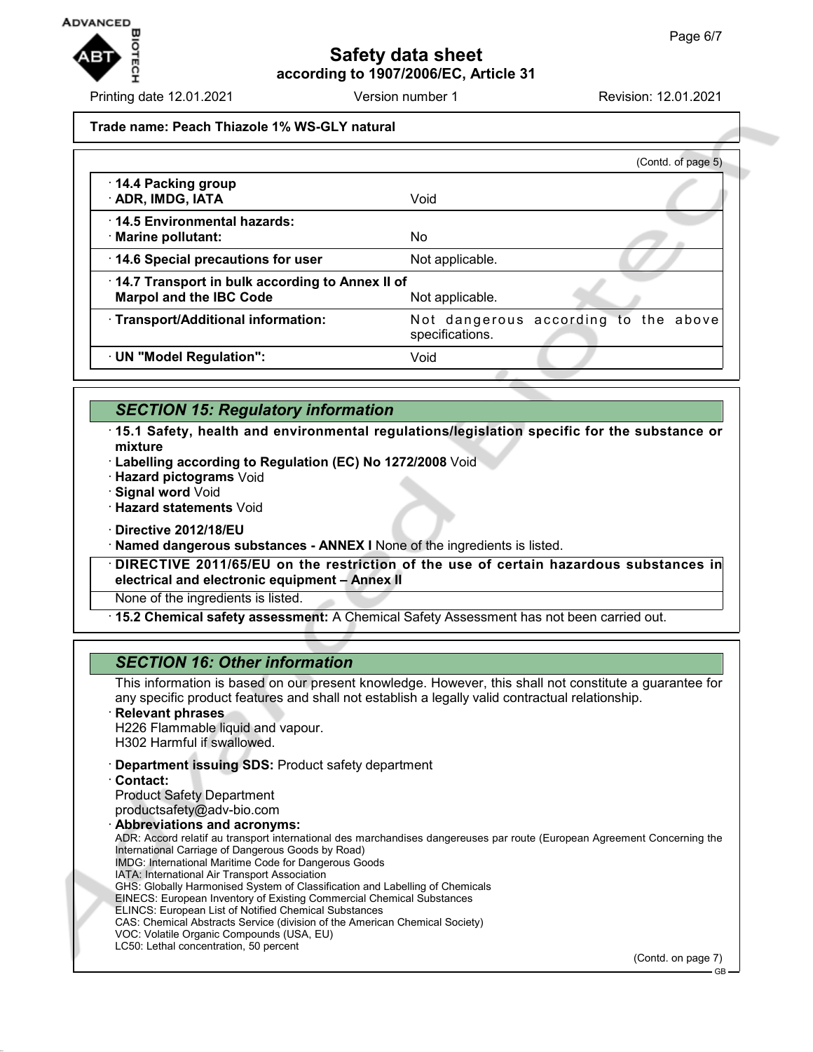**Trade name: Peach Thiazole 1% WS-GLY natural**

(Contd. of page 5)

| | |
|---|---|
| · **14.4 Packing group**<br>· **ADR, IMDG, IATA** | Void |
| · **14.5 Environmental hazards:**<br>· **Marine pollutant:** | No |
| · **14.6 Special precautions for user** | Not applicable. |
| · **14.7 Transport in bulk according to Annex II of Marpol and the IBC Code** | Not applicable. |
| · **Transport/Additional information:** | Not dangerous according to the above specifications. |
| · **UN "Model Regulation":** | Void |

## *SECTION 15: Regulatory information*

· **15.1 Safety, health and environmental regulations/legislation specific for the substance or mixture**
· **Labelling according to Regulation (EC) No 1272/2008** Void
· **Hazard pictograms** Void
· **Signal word** Void
· **Hazard statements** Void

· **Directive 2012/18/EU**
· **Named dangerous substances - ANNEX I** None of the ingredients is listed.

· **DIRECTIVE 2011/65/EU on the restriction of the use of certain hazardous substances in electrical and electronic equipment – Annex II**

None of the ingredients is listed.

· **15.2 Chemical safety assessment:** A Chemical Safety Assessment has not been carried out.

## *SECTION 16: Other information*

This information is based on our present knowledge. However, this shall not constitute a guarantee for any specific product features and shall not establish a legally valid contractual relationship.

· **Relevant phrases**
H226 Flammable liquid and vapour.
H302 Harmful if swallowed.

· **Department issuing SDS:** Product safety department
· **Contact:**
Product Safety Department
productsafety@adv-bio.com
· **Abbreviations and acronyms:**
ADR: Accord relatif au transport international des marchandises dangereuses par route (European Agreement Concerning the International Carriage of Dangerous Goods by Road)
IMDG: International Maritime Code for Dangerous Goods
IATA: International Air Transport Association
GHS: Globally Harmonised System of Classification and Labelling of Chemicals
EINECS: European Inventory of Existing Commercial Chemical Substances
ELINCS: European List of Notified Chemical Substances
CAS: Chemical Abstracts Service (division of the American Chemical Society)
VOC: Volatile Organic Compounds (USA, EU)
LC50: Lethal concentration, 50 percent

(Contd. on page 7)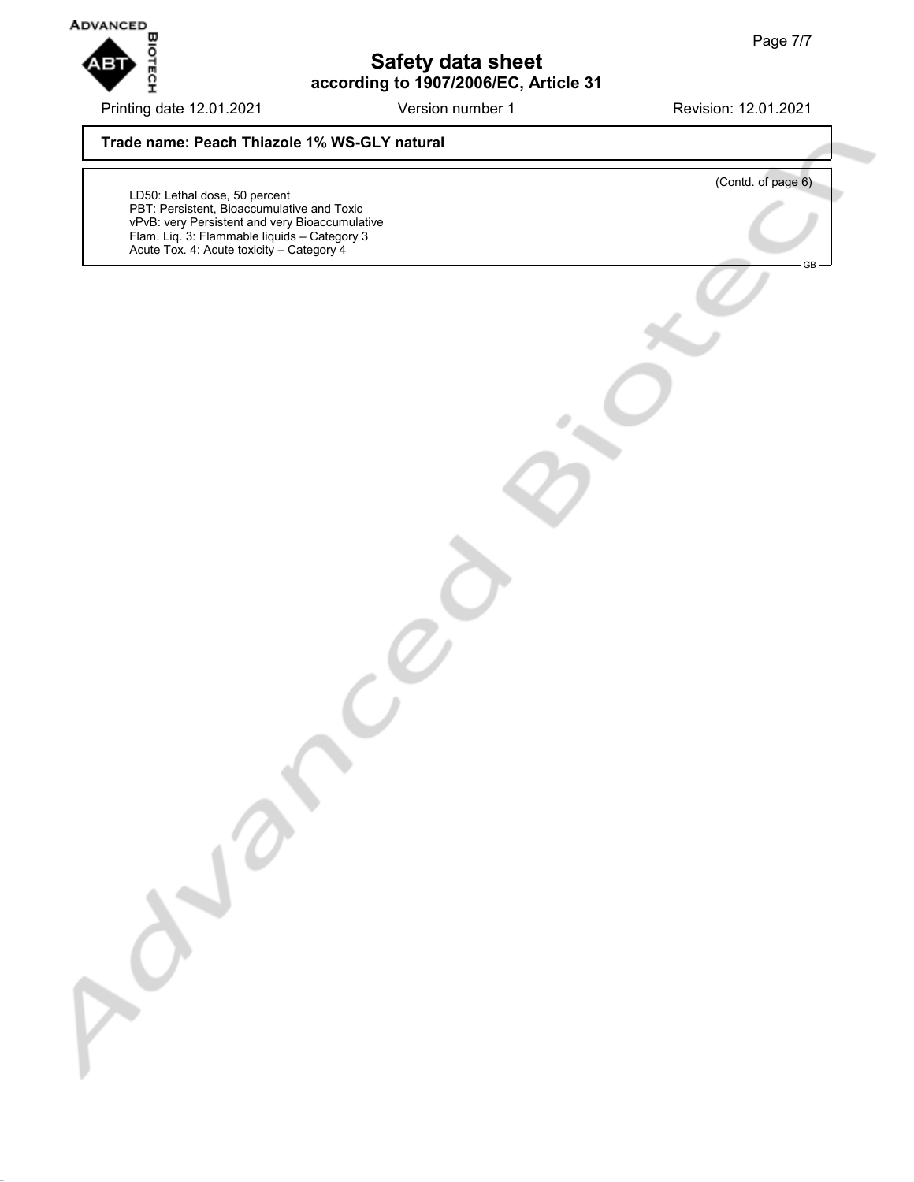**Trade name: Peach Thiazole 1% WS-GLY natural**

(Contd. of page 6)

LD50: Lethal dose, 50 percent
PBT: Persistent, Bioaccumulative and Toxic
vPvB: very Persistent and very Bioaccumulative
Flam. Liq. 3: Flammable liquids – Category 3
Acute Tox. 4: Acute toxicity – Category 4